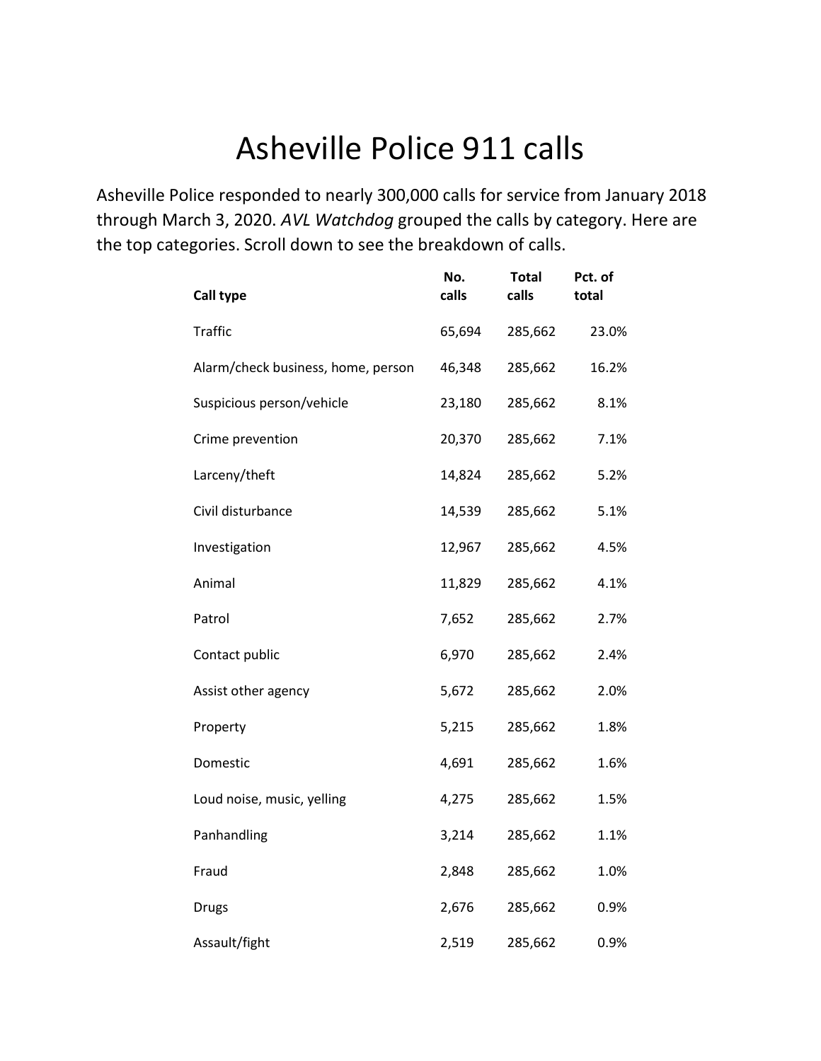# Asheville Police 911 calls

Asheville Police responded to nearly 300,000 calls for service from January 2018 through March 3, 2020. *AVL Watchdog* grouped the calls by category. Here are the top categories. Scroll down to see the breakdown of calls.

| Call type | No. calls | Total calls | Pct. of total |
|---|---|---|---|
| Traffic | 65,694 | 285,662 | 23.0% |
| Alarm/check business, home, person | 46,348 | 285,662 | 16.2% |
| Suspicious person/vehicle | 23,180 | 285,662 | 8.1% |
| Crime prevention | 20,370 | 285,662 | 7.1% |
| Larceny/theft | 14,824 | 285,662 | 5.2% |
| Civil disturbance | 14,539 | 285,662 | 5.1% |
| Investigation | 12,967 | 285,662 | 4.5% |
| Animal | 11,829 | 285,662 | 4.1% |
| Patrol | 7,652 | 285,662 | 2.7% |
| Contact public | 6,970 | 285,662 | 2.4% |
| Assist other agency | 5,672 | 285,662 | 2.0% |
| Property | 5,215 | 285,662 | 1.8% |
| Domestic | 4,691 | 285,662 | 1.6% |
| Loud noise, music, yelling | 4,275 | 285,662 | 1.5% |
| Panhandling | 3,214 | 285,662 | 1.1% |
| Fraud | 2,848 | 285,662 | 1.0% |
| Drugs | 2,676 | 285,662 | 0.9% |
| Assault/fight | 2,519 | 285,662 | 0.9% |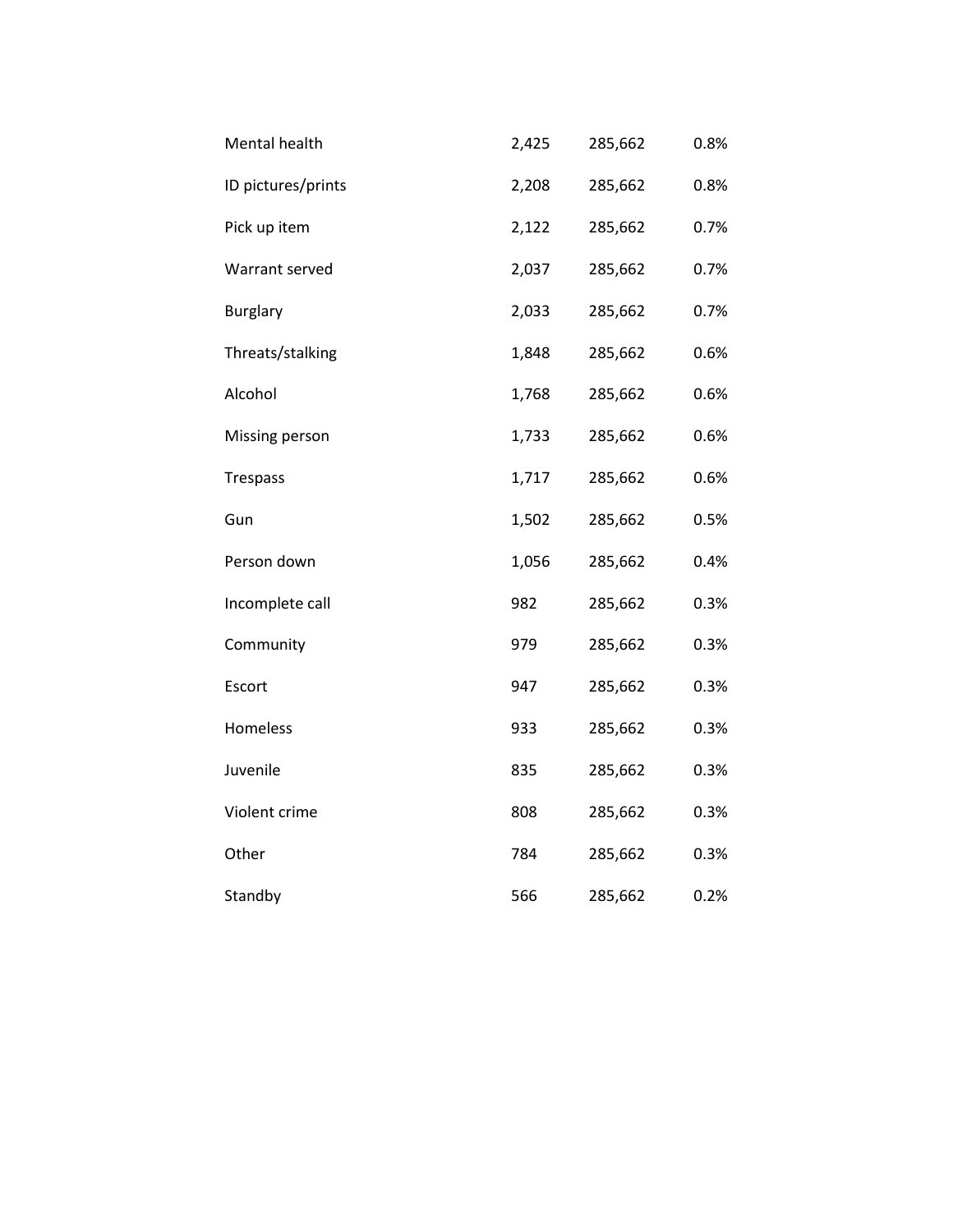| | | | |
|---|---|---|---|
| Mental health | 2,425 | 285,662 | 0.8% |
| ID pictures/prints | 2,208 | 285,662 | 0.8% |
| Pick up item | 2,122 | 285,662 | 0.7% |
| Warrant served | 2,037 | 285,662 | 0.7% |
| Burglary | 2,033 | 285,662 | 0.7% |
| Threats/stalking | 1,848 | 285,662 | 0.6% |
| Alcohol | 1,768 | 285,662 | 0.6% |
| Missing person | 1,733 | 285,662 | 0.6% |
| Trespass | 1,717 | 285,662 | 0.6% |
| Gun | 1,502 | 285,662 | 0.5% |
| Person down | 1,056 | 285,662 | 0.4% |
| Incomplete call | 982 | 285,662 | 0.3% |
| Community | 979 | 285,662 | 0.3% |
| Escort | 947 | 285,662 | 0.3% |
| Homeless | 933 | 285,662 | 0.3% |
| Juvenile | 835 | 285,662 | 0.3% |
| Violent crime | 808 | 285,662 | 0.3% |
| Other | 784 | 285,662 | 0.3% |
| Standby | 566 | 285,662 | 0.2% |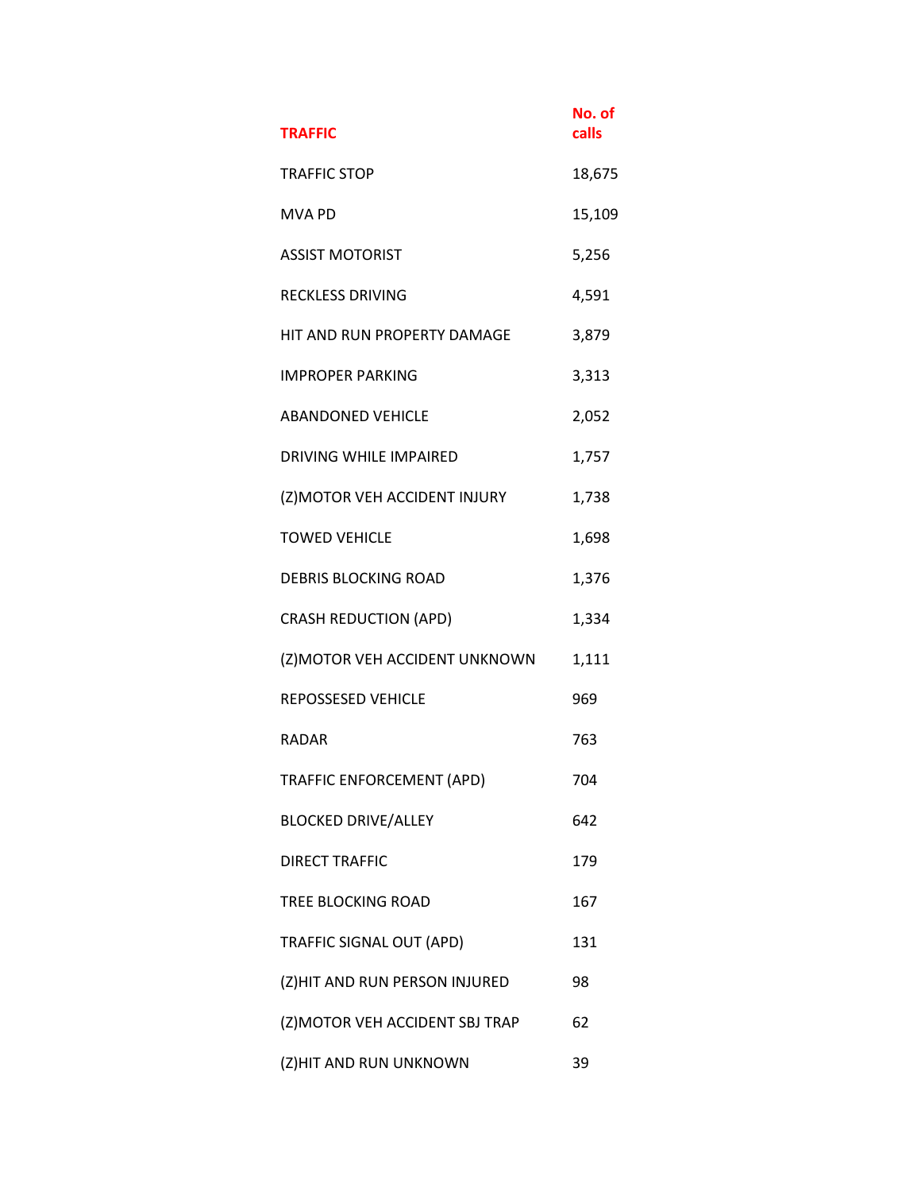| TRAFFIC | No. of calls |
|---|---|
| TRAFFIC STOP | 18,675 |
| MVA PD | 15,109 |
| ASSIST MOTORIST | 5,256 |
| RECKLESS DRIVING | 4,591 |
| HIT AND RUN PROPERTY DAMAGE | 3,879 |
| IMPROPER PARKING | 3,313 |
| ABANDONED VEHICLE | 2,052 |
| DRIVING WHILE IMPAIRED | 1,757 |
| (Z)MOTOR VEH ACCIDENT INJURY | 1,738 |
| TOWED VEHICLE | 1,698 |
| DEBRIS BLOCKING ROAD | 1,376 |
| CRASH REDUCTION (APD) | 1,334 |
| (Z)MOTOR VEH ACCIDENT UNKNOWN | 1,111 |
| REPOSSESED VEHICLE | 969 |
| RADAR | 763 |
| TRAFFIC ENFORCEMENT (APD) | 704 |
| BLOCKED DRIVE/ALLEY | 642 |
| DIRECT TRAFFIC | 179 |
| TREE BLOCKING ROAD | 167 |
| TRAFFIC SIGNAL OUT (APD) | 131 |
| (Z)HIT AND RUN PERSON INJURED | 98 |
| (Z)MOTOR VEH ACCIDENT SBJ TRAP | 62 |
| (Z)HIT AND RUN UNKNOWN | 39 |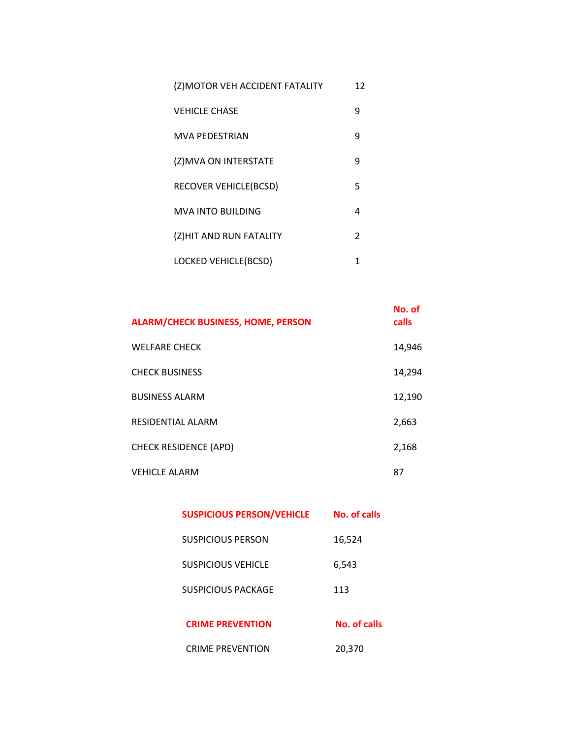| | |
|---|---|
| (Z)MOTOR VEH ACCIDENT FATALITY | 12 |
| VEHICLE CHASE | 9 |
| MVA PEDESTRIAN | 9 |
| (Z)MVA ON INTERSTATE | 9 |
| RECOVER VEHICLE(BCSD) | 5 |
| MVA INTO BUILDING | 4 |
| (Z)HIT AND RUN FATALITY | 2 |
| LOCKED VEHICLE(BCSD) | 1 |

| ALARM/CHECK BUSINESS, HOME, PERSON | No. of calls |
|---|---|
| WELFARE CHECK | 14,946 |
| CHECK BUSINESS | 14,294 |
| BUSINESS ALARM | 12,190 |
| RESIDENTIAL ALARM | 2,663 |
| CHECK RESIDENCE (APD) | 2,168 |
| VEHICLE ALARM | 87 |

| SUSPICIOUS PERSON/VEHICLE | No. of calls |
|---|---|
| SUSPICIOUS PERSON | 16,524 |
| SUSPICIOUS VEHICLE | 6,543 |
| SUSPICIOUS PACKAGE | 113 |

| CRIME PREVENTION | No. of calls |
|---|---|
| CRIME PREVENTION | 20,370 |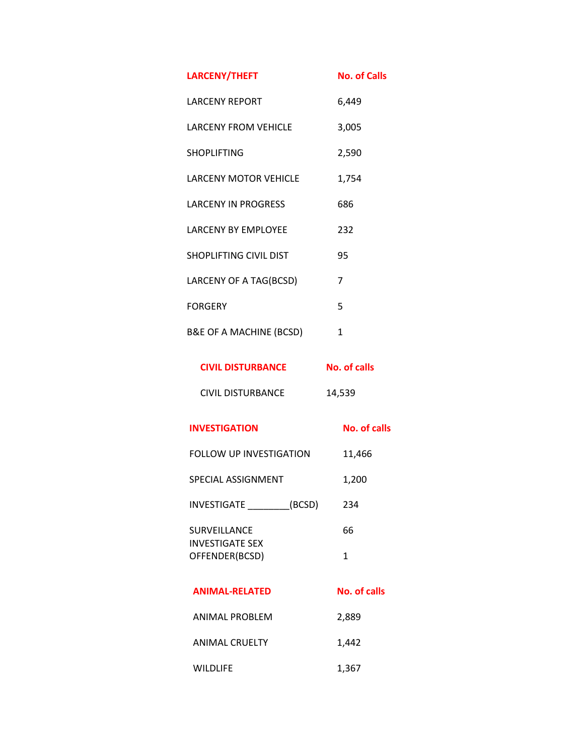| LARCENY/THEFT | No. of Calls |
|---|---|
| LARCENY REPORT | 6,449 |
| LARCENY FROM VEHICLE | 3,005 |
| SHOPLIFTING | 2,590 |
| LARCENY MOTOR VEHICLE | 1,754 |
| LARCENY IN PROGRESS | 686 |
| LARCENY BY EMPLOYEE | 232 |
| SHOPLIFTING CIVIL DIST | 95 |
| LARCENY OF A TAG(BCSD) | 7 |
| FORGERY | 5 |
| B&E OF A MACHINE (BCSD) | 1 |

| CIVIL DISTURBANCE | No. of calls |
|---|---|
| CIVIL DISTURBANCE | 14,539 |

| INVESTIGATION | No. of calls |
|---|---|
| FOLLOW UP INVESTIGATION | 11,466 |
| SPECIAL ASSIGNMENT | 1,200 |
| INVESTIGATE ________(BCSD) | 234 |
| SURVEILLANCE | 66 |
| INVESTIGATE SEX OFFENDER(BCSD) | 1 |

| ANIMAL-RELATED | No. of calls |
|---|---|
| ANIMAL PROBLEM | 2,889 |
| ANIMAL CRUELTY | 1,442 |
| WILDLIFE | 1,367 |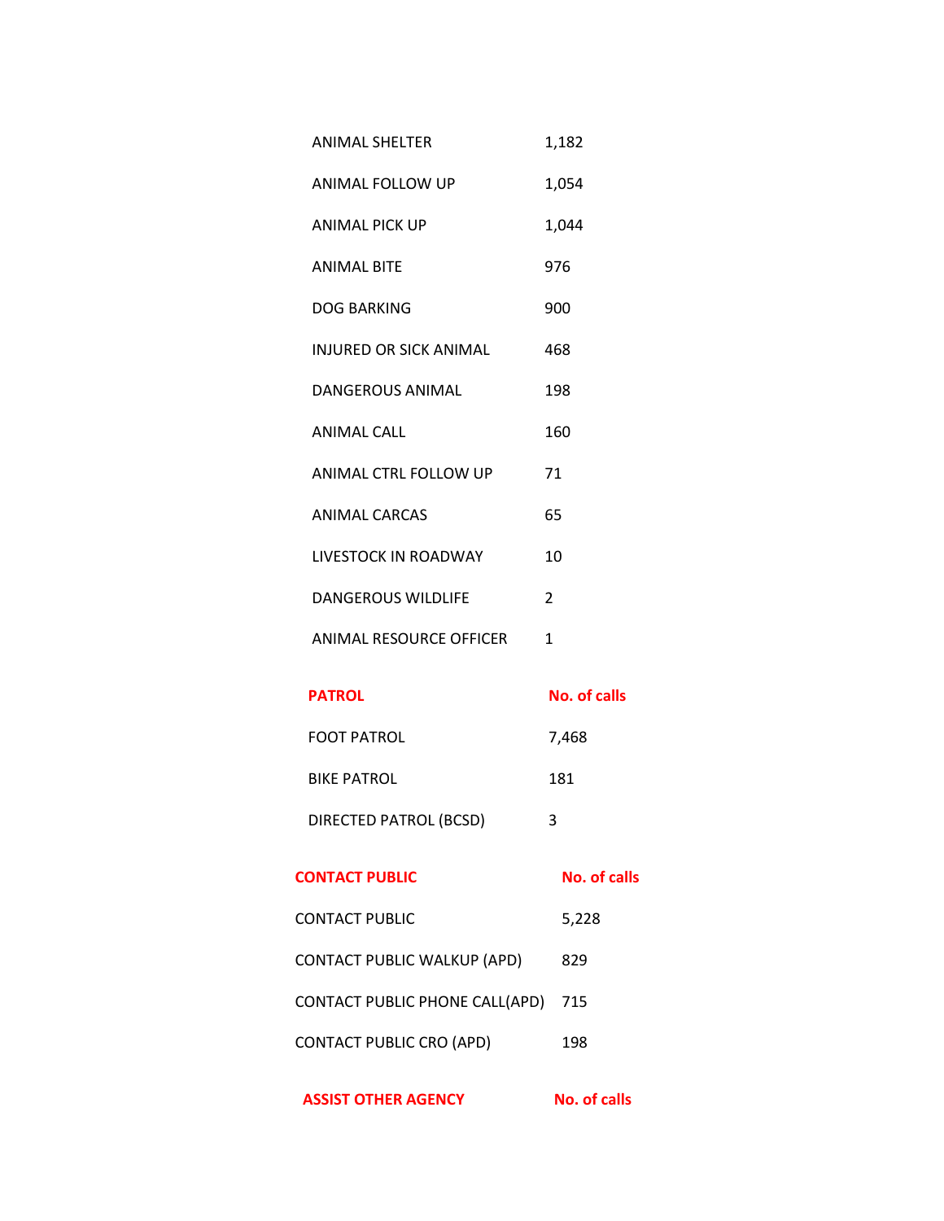| | |
|---|---|
| ANIMAL SHELTER | 1,182 |
| ANIMAL FOLLOW UP | 1,054 |
| ANIMAL PICK UP | 1,044 |
| ANIMAL BITE | 976 |
| DOG BARKING | 900 |
| INJURED OR SICK ANIMAL | 468 |
| DANGEROUS ANIMAL | 198 |
| ANIMAL CALL | 160 |
| ANIMAL CTRL FOLLOW UP | 71 |
| ANIMAL CARCAS | 65 |
| LIVESTOCK IN ROADWAY | 10 |
| DANGEROUS WILDLIFE | 2 |
| ANIMAL RESOURCE OFFICER | 1 |

| **PATROL** | **No. of calls** |
|---|---|
| FOOT PATROL | 7,468 |
| BIKE PATROL | 181 |
| DIRECTED PATROL (BCSD) | 3 |

| **CONTACT PUBLIC** | **No. of calls** |
|---|---|
| CONTACT PUBLIC | 5,228 |
| CONTACT PUBLIC WALKUP (APD) | 829 |
| CONTACT PUBLIC PHONE CALL(APD) | 715 |
| CONTACT PUBLIC CRO (APD) | 198 |

| **ASSIST OTHER AGENCY** | **No. of calls** |
|---|---|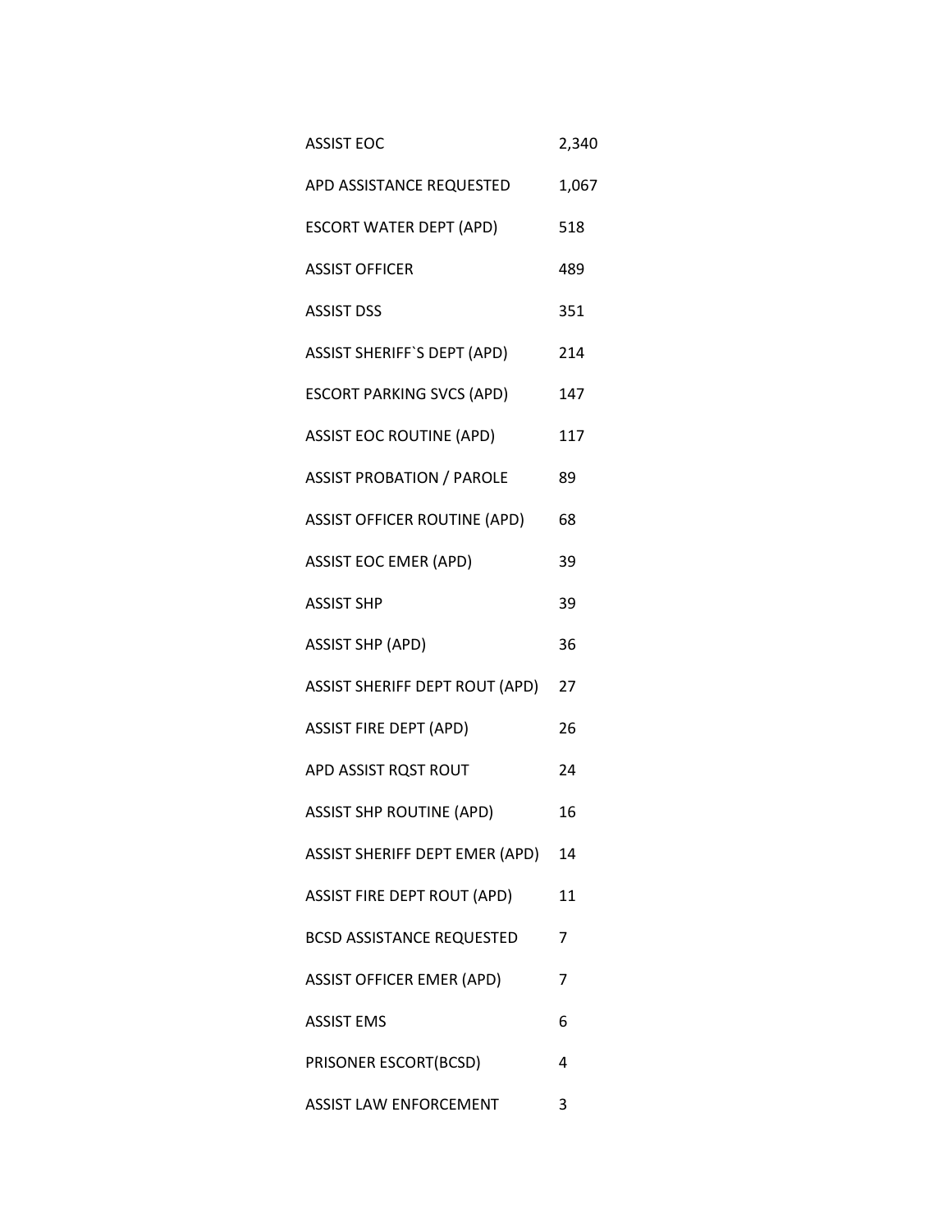| | |
|---|---|
| ASSIST EOC | 2,340 |
| APD ASSISTANCE REQUESTED | 1,067 |
| ESCORT WATER DEPT (APD) | 518 |
| ASSIST OFFICER | 489 |
| ASSIST DSS | 351 |
| ASSIST SHERIFF`S DEPT (APD) | 214 |
| ESCORT PARKING SVCS (APD) | 147 |
| ASSIST EOC ROUTINE (APD) | 117 |
| ASSIST PROBATION / PAROLE | 89 |
| ASSIST OFFICER ROUTINE (APD) | 68 |
| ASSIST EOC EMER (APD) | 39 |
| ASSIST SHP | 39 |
| ASSIST SHP (APD) | 36 |
| ASSIST SHERIFF DEPT ROUT (APD) | 27 |
| ASSIST FIRE DEPT (APD) | 26 |
| APD ASSIST RQST ROUT | 24 |
| ASSIST SHP ROUTINE (APD) | 16 |
| ASSIST SHERIFF DEPT EMER (APD) | 14 |
| ASSIST FIRE DEPT ROUT (APD) | 11 |
| BCSD ASSISTANCE REQUESTED | 7 |
| ASSIST OFFICER EMER (APD) | 7 |
| ASSIST EMS | 6 |
| PRISONER ESCORT(BCSD) | 4 |
| ASSIST LAW ENFORCEMENT | 3 |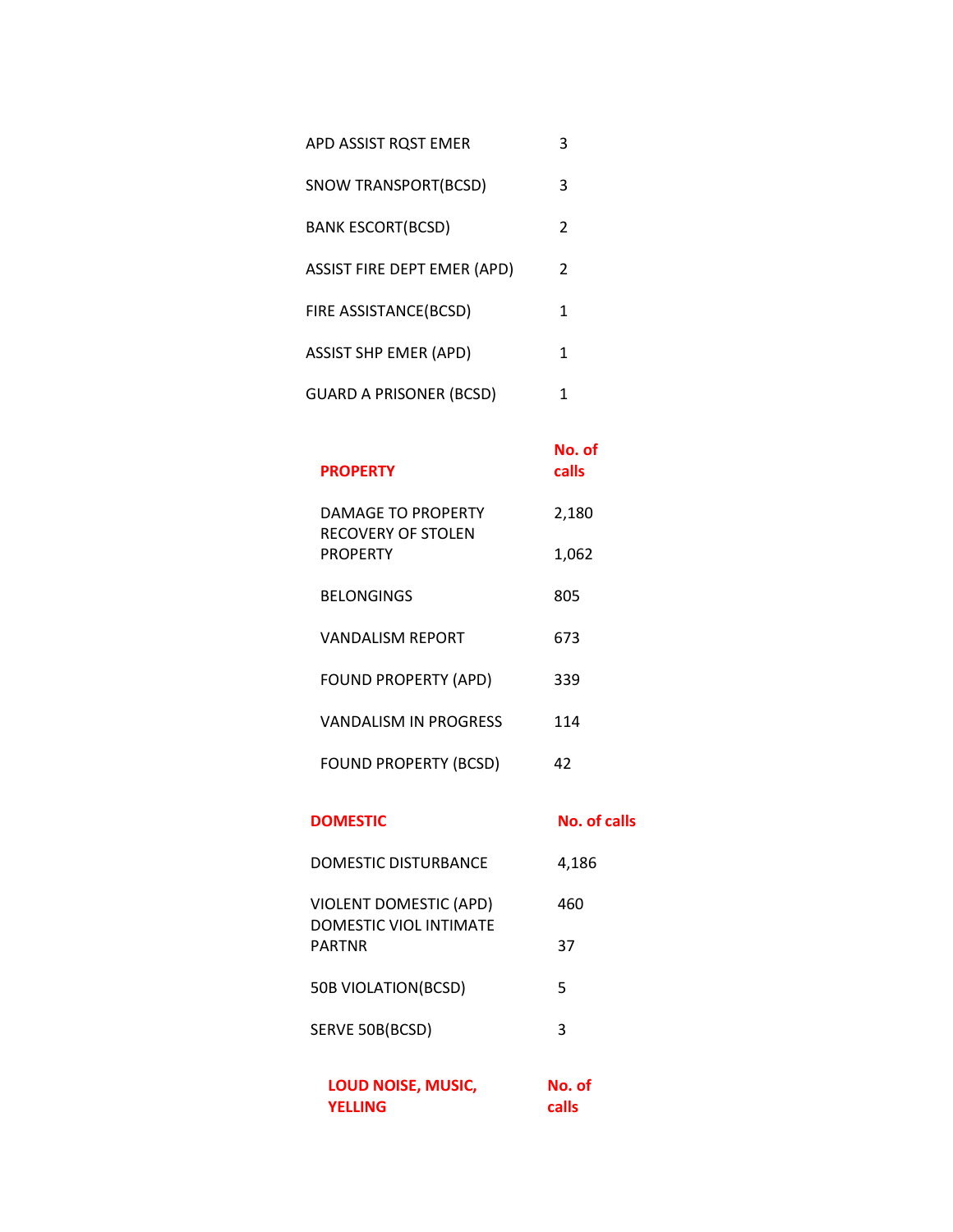| | |
|---|---|
| APD ASSIST RQST EMER | 3 |
| SNOW TRANSPORT(BCSD) | 3 |
| BANK ESCORT(BCSD) | 2 |
| ASSIST FIRE DEPT EMER (APD) | 2 |
| FIRE ASSISTANCE(BCSD) | 1 |
| ASSIST SHP EMER (APD) | 1 |
| GUARD A PRISONER (BCSD) | 1 |

| **PROPERTY** | **No. of calls** |
|---|---|
| DAMAGE TO PROPERTY | 2,180 |
| RECOVERY OF STOLEN PROPERTY | 1,062 |
| BELONGINGS | 805 |
| VANDALISM REPORT | 673 |
| FOUND PROPERTY (APD) | 339 |
| VANDALISM IN PROGRESS | 114 |
| FOUND PROPERTY (BCSD) | 42 |

| **DOMESTIC** | **No. of calls** |
|---|---|
| DOMESTIC DISTURBANCE | 4,186 |
| VIOLENT DOMESTIC (APD) | 460 |
| DOMESTIC VIOL INTIMATE PARTNR | 37 |
| 50B VIOLATION(BCSD) | 5 |
| SERVE 50B(BCSD) | 3 |

| **LOUD NOISE, MUSIC, YELLING** | **No. of calls** |
|---|---|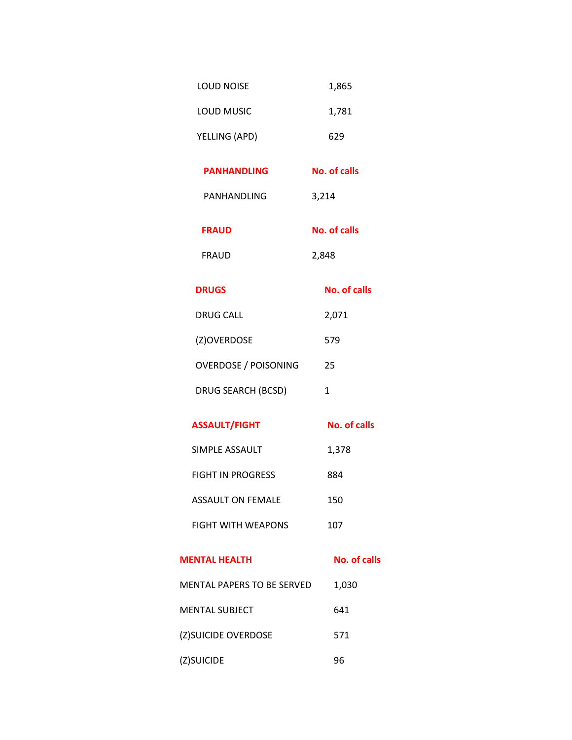| | |
|---|---|
| LOUD NOISE | 1,865 |
| LOUD MUSIC | 1,781 |
| YELLING (APD) | 629 |

| PANHANDLING | No. of calls |
|---|---|
| PANHANDLING | 3,214 |

| FRAUD | No. of calls |
|---|---|
| FRAUD | 2,848 |

| DRUGS | No. of calls |
|---|---|
| DRUG CALL | 2,071 |
| (Z)OVERDOSE | 579 |
| OVERDOSE / POISONING | 25 |
| DRUG SEARCH (BCSD) | 1 |

| ASSAULT/FIGHT | No. of calls |
|---|---|
| SIMPLE ASSAULT | 1,378 |
| FIGHT IN PROGRESS | 884 |
| ASSAULT ON FEMALE | 150 |
| FIGHT WITH WEAPONS | 107 |

| MENTAL HEALTH | No. of calls |
|---|---|
| MENTAL PAPERS TO BE SERVED | 1,030 |
| MENTAL SUBJECT | 641 |
| (Z)SUICIDE OVERDOSE | 571 |
| (Z)SUICIDE | 96 |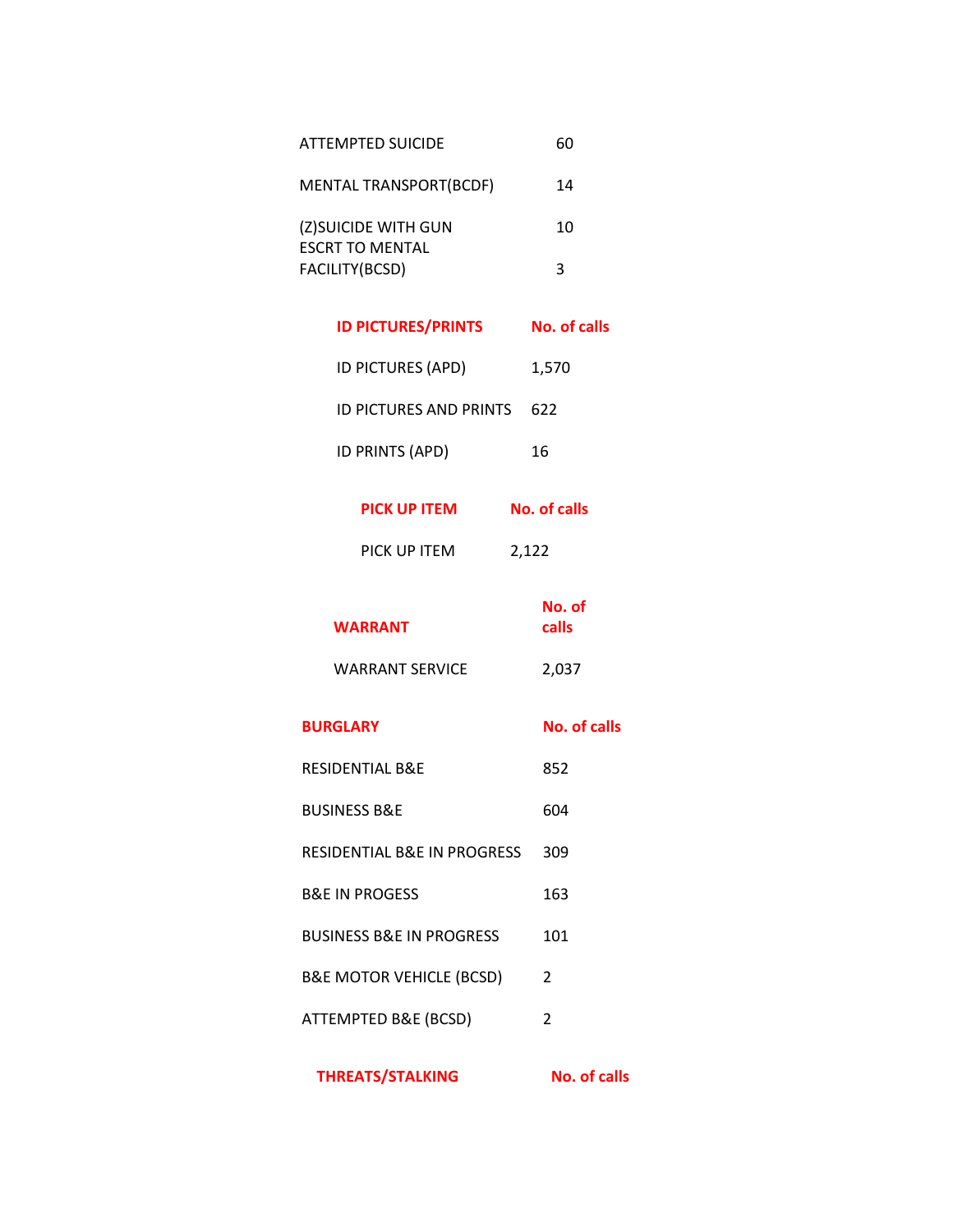| | |
|---|---|
| ATTEMPTED SUICIDE | 60 |
| MENTAL TRANSPORT(BCDF) | 14 |
| (Z)SUICIDE WITH GUN | 10 |
| ESCRT TO MENTAL FACILITY(BCSD) | 3 |

| ID PICTURES/PRINTS | No. of calls |
|---|---|
| ID PICTURES (APD) | 1,570 |
| ID PICTURES AND PRINTS | 622 |
| ID PRINTS (APD) | 16 |

| PICK UP ITEM | No. of calls |
|---|---|
| PICK UP ITEM | 2,122 |

| WARRANT | No. of calls |
|---|---|
| WARRANT SERVICE | 2,037 |

| BURGLARY | No. of calls |
|---|---|
| RESIDENTIAL B&E | 852 |
| BUSINESS B&E | 604 |
| RESIDENTIAL B&E IN PROGRESS | 309 |
| B&E IN PROGESS | 163 |
| BUSINESS B&E IN PROGRESS | 101 |
| B&E MOTOR VEHICLE (BCSD) | 2 |
| ATTEMPTED B&E (BCSD) | 2 |

| THREATS/STALKING | No. of calls |
|---|---|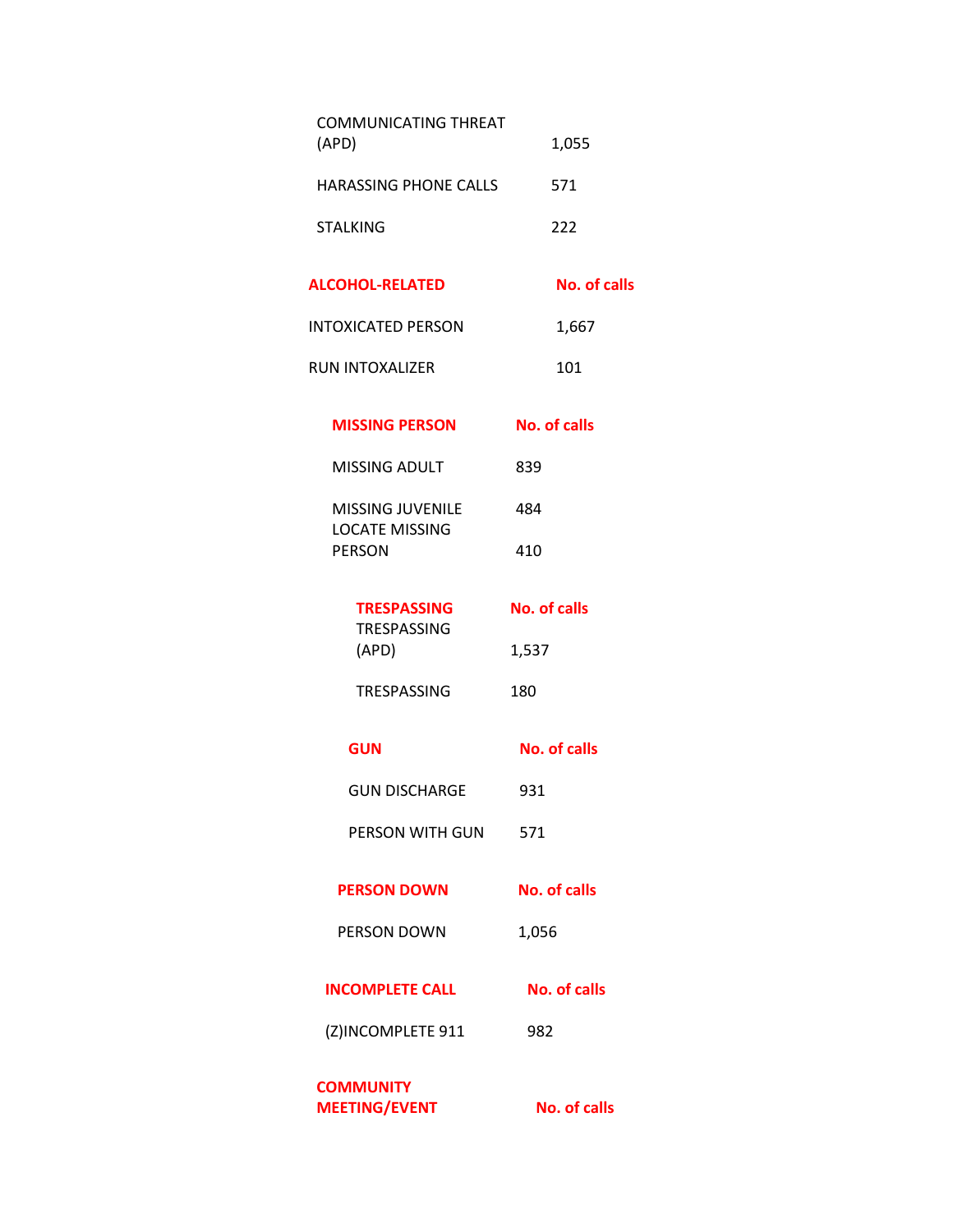| | |
|---|---|
| COMMUNICATING THREAT (APD) | 1,055 |
| HARASSING PHONE CALLS | 571 |
| STALKING | 222 |

| ALCOHOL-RELATED | No. of calls |
|---|---|
| INTOXICATED PERSON | 1,667 |
| RUN INTOXALIZER | 101 |

| MISSING PERSON | No. of calls |
|---|---|
| MISSING ADULT | 839 |
| MISSING JUVENILE | 484 |
| LOCATE MISSING PERSON | 410 |

| TRESPASSING | No. of calls |
|---|---|
| TRESPASSING (APD) | 1,537 |
| TRESPASSING | 180 |

| GUN | No. of calls |
|---|---|
| GUN DISCHARGE | 931 |
| PERSON WITH GUN | 571 |

| PERSON DOWN | No. of calls |
|---|---|
| PERSON DOWN | 1,056 |

| INCOMPLETE CALL | No. of calls |
|---|---|
| (Z)INCOMPLETE 911 | 982 |

| COMMUNITY MEETING/EVENT | No. of calls |
|---|---|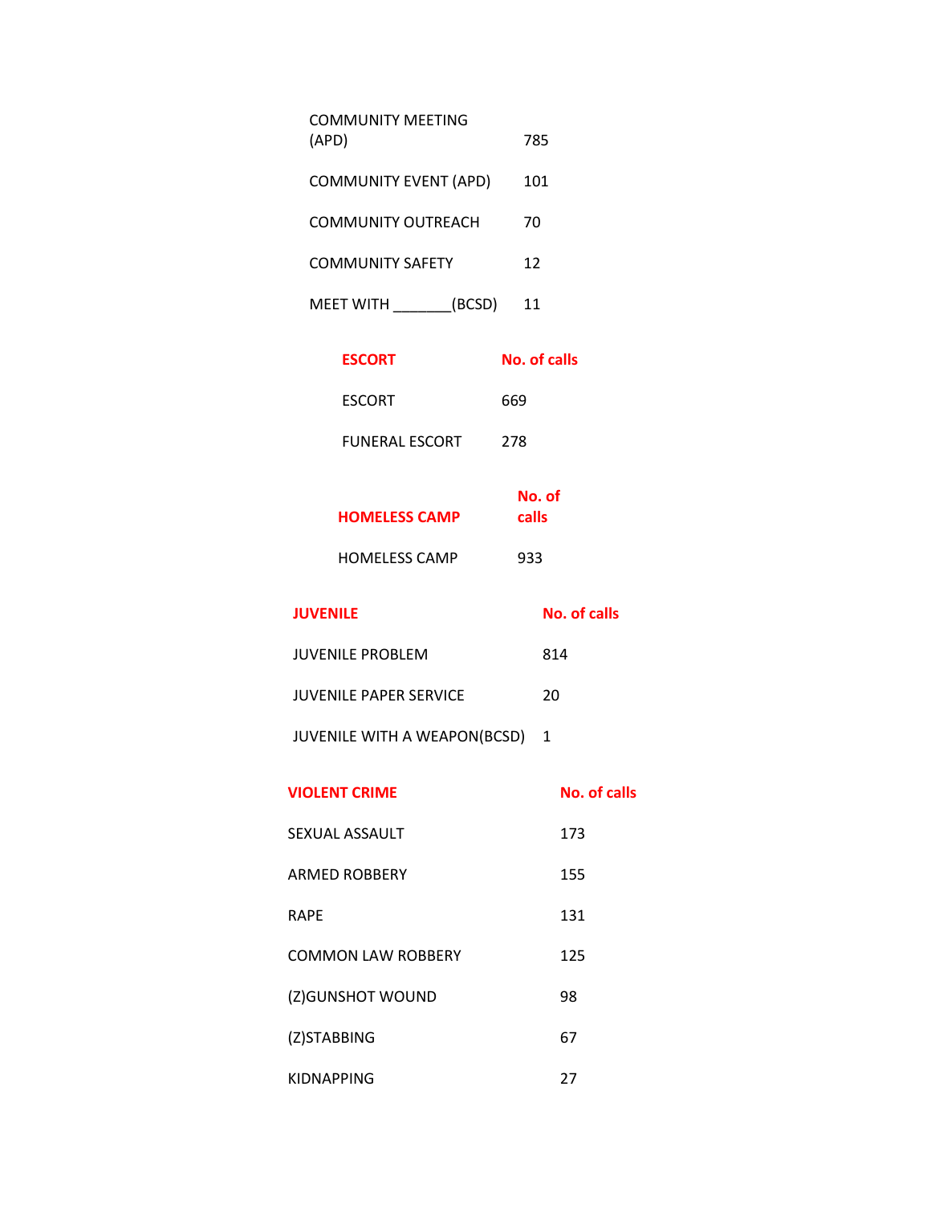| | |
|---|---|
| COMMUNITY MEETING (APD) | 785 |
| COMMUNITY EVENT (APD) | 101 |
| COMMUNITY OUTREACH | 70 |
| COMMUNITY SAFETY | 12 |
| MEET WITH _______(BCSD) | 11 |

| ESCORT | No. of calls |
|---|---|
| ESCORT | 669 |
| FUNERAL ESCORT | 278 |

| HOMELESS CAMP | No. of calls |
|---|---|
| HOMELESS CAMP | 933 |

| JUVENILE | No. of calls |
|---|---|
| JUVENILE PROBLEM | 814 |
| JUVENILE PAPER SERVICE | 20 |
| JUVENILE WITH A WEAPON(BCSD) | 1 |

| VIOLENT CRIME | No. of calls |
|---|---|
| SEXUAL ASSAULT | 173 |
| ARMED ROBBERY | 155 |
| RAPE | 131 |
| COMMON LAW ROBBERY | 125 |
| (Z)GUNSHOT WOUND | 98 |
| (Z)STABBING | 67 |
| KIDNAPPING | 27 |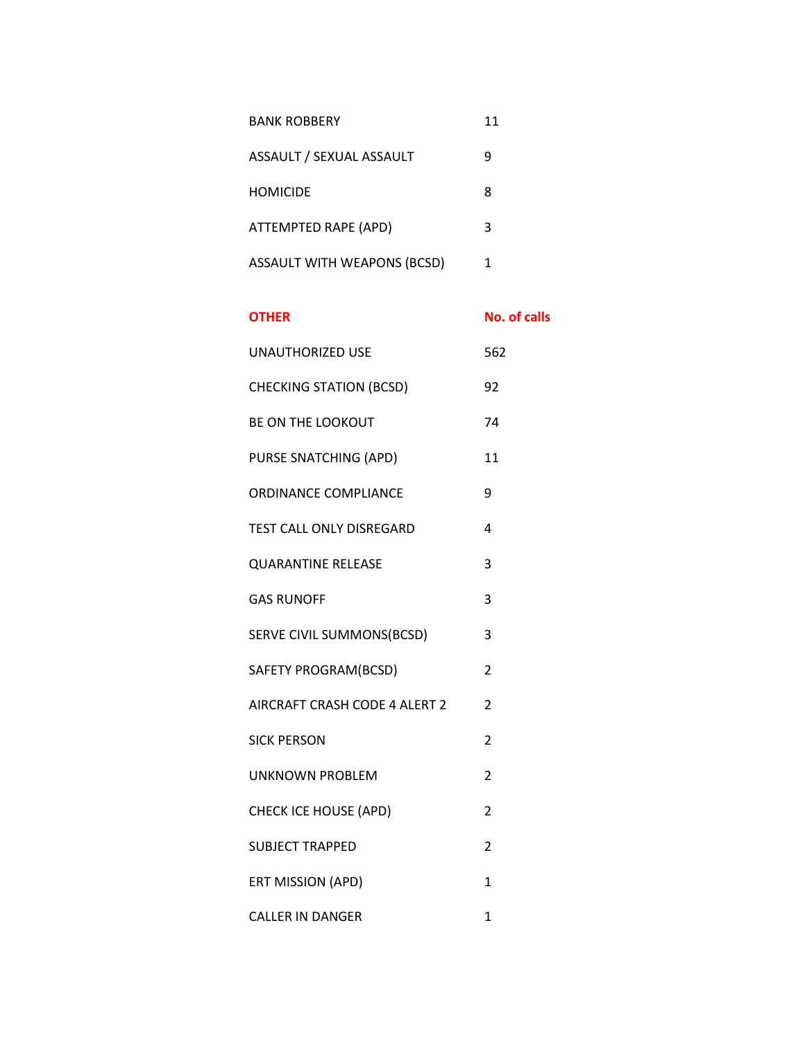| | |
|---|---|
| BANK ROBBERY | 11 |
| ASSAULT / SEXUAL ASSAULT | 9 |
| HOMICIDE | 8 |
| ATTEMPTED RAPE (APD) | 3 |
| ASSAULT WITH WEAPONS (BCSD) | 1 |

| **OTHER** | **No. of calls** |
|---|---|
| UNAUTHORIZED USE | 562 |
| CHECKING STATION (BCSD) | 92 |
| BE ON THE LOOKOUT | 74 |
| PURSE SNATCHING (APD) | 11 |
| ORDINANCE COMPLIANCE | 9 |
| TEST CALL ONLY DISREGARD | 4 |
| QUARANTINE RELEASE | 3 |
| GAS RUNOFF | 3 |
| SERVE CIVIL SUMMONS(BCSD) | 3 |
| SAFETY PROGRAM(BCSD) | 2 |
| AIRCRAFT CRASH CODE 4 ALERT 2 | 2 |
| SICK PERSON | 2 |
| UNKNOWN PROBLEM | 2 |
| CHECK ICE HOUSE (APD) | 2 |
| SUBJECT TRAPPED | 2 |
| ERT MISSION (APD) | 1 |
| CALLER IN DANGER | 1 |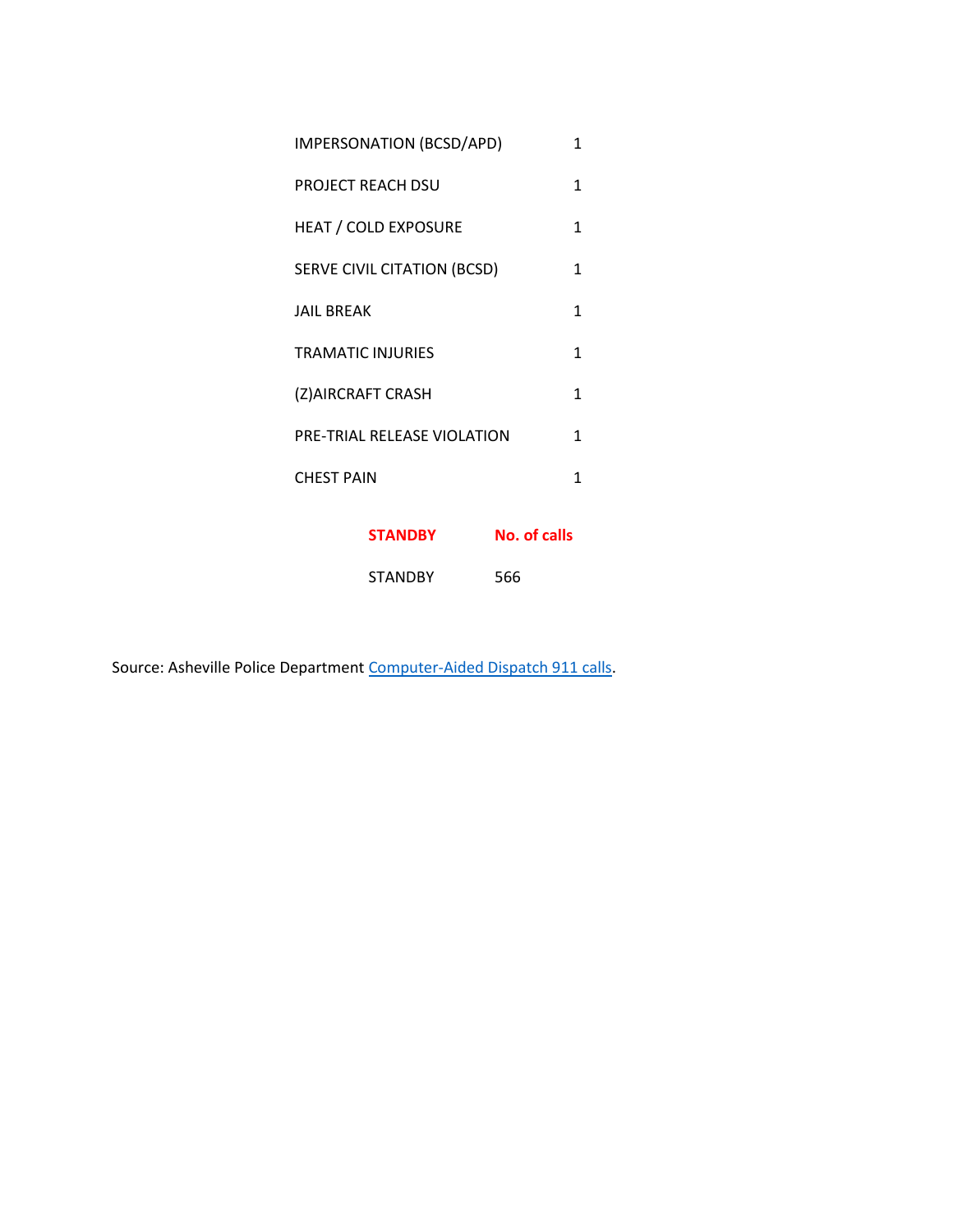| | |
|---|---|
| IMPERSONATION (BCSD/APD) | 1 |
| PROJECT REACH DSU | 1 |
| HEAT / COLD EXPOSURE | 1 |
| SERVE CIVIL CITATION (BCSD) | 1 |
| JAIL BREAK | 1 |
| TRAMATIC INJURIES | 1 |
| (Z)AIRCRAFT CRASH | 1 |
| PRE-TRIAL RELEASE VIOLATION | 1 |
| CHEST PAIN | 1 |

| **STANDBY** | **No. of calls** |
|---|---|
| STANDBY | 566 |

Source: Asheville Police Department [Computer-Aided Dispatch 911 calls](#).